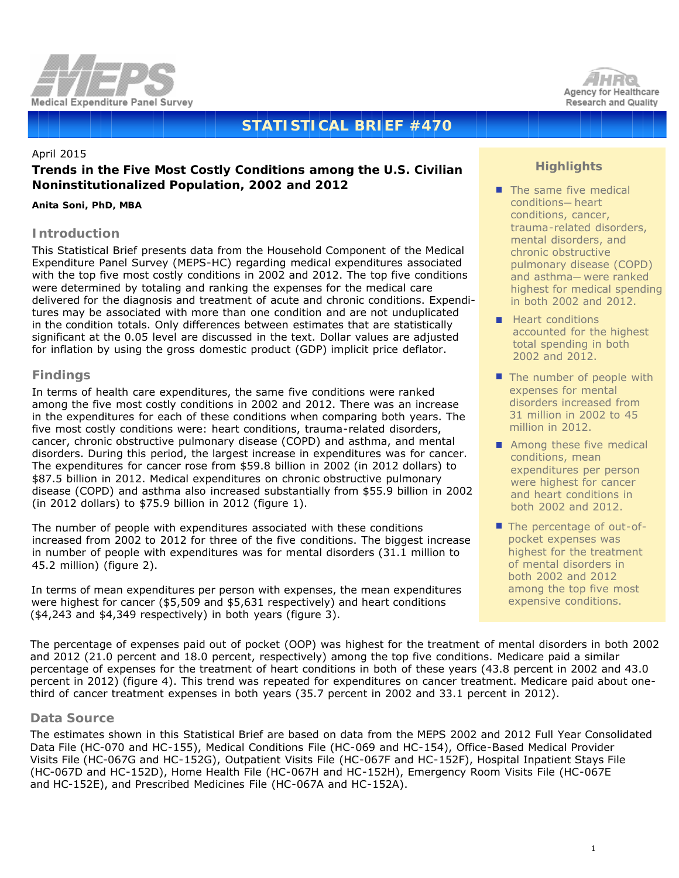Medical Expenditure Panel Survey

Agency for Healthcare Research and Quality

# STATISTICAL BRIEF #470

April 2015

## Trends in the Five Most Costly Conditions among the U.S. Civilian Noninstitutionalized Population, 2002 and 2012

**Anita Soni, PhD, MBA**

### Highlights

- The same five medical conditions—heart conditions, cancer, trauma-related disorders, mental disorders, and chronic obstructive pulmonary disease (COPD) and asthma—were ranked highest for medical spending in both 2002 and 2012.
- Heart conditions accounted for the highest total spending in both 2002 and 2012.
- The number of people with expenses for mental disorders increased from 31 million in 2002 to 45 million in 2012.
- Among these five medical conditions, mean expenditures per person were highest for cancer and heart conditions in both 2002 and 2012.
- The percentage of out-of-pocket expenses was highest for the treatment of mental disorders in both 2002 and 2012 among the top five most expensive conditions.

### Introduction

This Statistical Brief presents data from the Household Component of the Medical Expenditure Panel Survey (MEPS-HC) regarding medical expenditures associated with the top five most costly conditions in 2002 and 2012. The top five conditions were determined by totaling and ranking the expenses for the medical care delivered for the diagnosis and treatment of acute and chronic conditions. Expenditures may be associated with more than one condition and are not unduplicated in the condition totals. Only differences between estimates that are statistically significant at the 0.05 level are discussed in the text. Dollar values are adjusted for inflation by using the gross domestic product (GDP) implicit price deflator.

### Findings

In terms of health care expenditures, the same five conditions were ranked among the five most costly conditions in 2002 and 2012. There was an increase in the expenditures for each of these conditions when comparing both years. The five most costly conditions were: heart conditions, trauma-related disorders, cancer, chronic obstructive pulmonary disease (COPD) and asthma, and mental disorders. During this period, the largest increase in expenditures was for cancer. The expenditures for cancer rose from $59.8 billion in 2002 (in 2012 dollars) to $87.5 billion in 2012. Medical expenditures on chronic obstructive pulmonary disease (COPD) and asthma also increased substantially from $55.9 billion in 2002 (in 2012 dollars) to $75.9 billion in 2012 (figure 1).

The number of people with expenditures associated with these conditions increased from 2002 to 2012 for three of the five conditions. The biggest increase in number of people with expenditures was for mental disorders (31.1 million to 45.2 million) (figure 2).

In terms of mean expenditures per person with expenses, the mean expenditures were highest for cancer ($5,509 and $5,631 respectively) and heart conditions ($4,243 and $4,349 respectively) in both years (figure 3).

The percentage of expenses paid out of pocket (OOP) was highest for the treatment of mental disorders in both 2002 and 2012 (21.0 percent and 18.0 percent, respectively) among the top five conditions. Medicare paid a similar percentage of expenses for the treatment of heart conditions in both of these years (43.8 percent in 2002 and 43.0 percent in 2012) (figure 4). This trend was repeated for expenditures on cancer treatment. Medicare paid about one-third of cancer treatment expenses in both years (35.7 percent in 2002 and 33.1 percent in 2012).

### Data Source

The estimates shown in this Statistical Brief are based on data from the MEPS 2002 and 2012 Full Year Consolidated Data File (HC-070 and HC-155), Medical Conditions File (HC-069 and HC-154), Office-Based Medical Provider Visits File (HC-067G and HC-152G), Outpatient Visits File (HC-067F and HC-152F), Hospital Inpatient Stays File (HC-067D and HC-152D), Home Health File (HC-067H and HC-152H), Emergency Room Visits File (HC-067E and HC-152E), and Prescribed Medicines File (HC-067A and HC-152A).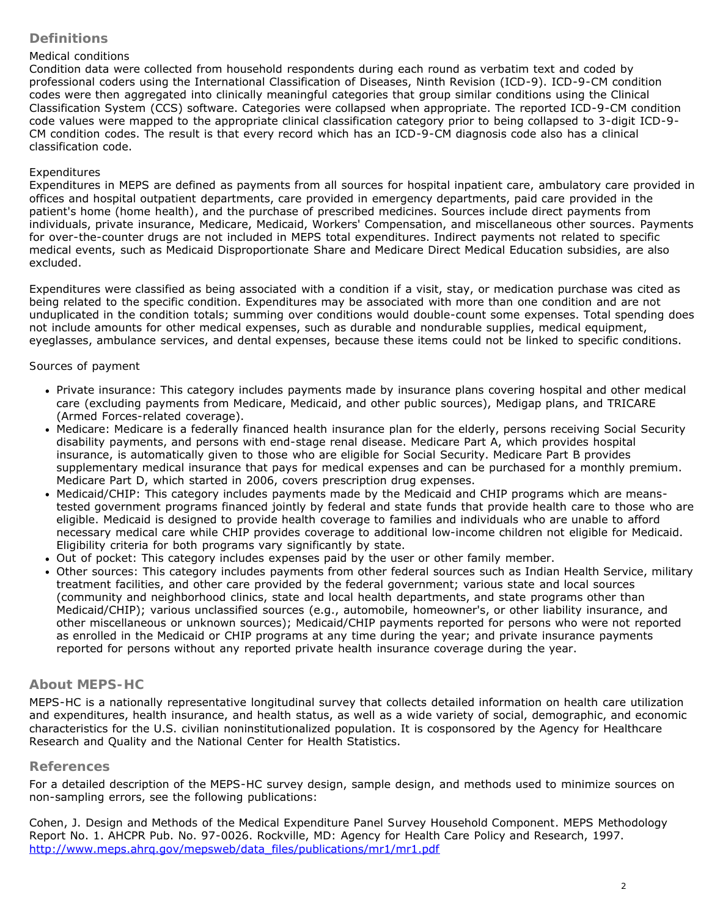## Definitions

### Medical conditions

Condition data were collected from household respondents during each round as verbatim text and coded by professional coders using the International Classification of Diseases, Ninth Revision (ICD-9). ICD-9-CM condition codes were then aggregated into clinically meaningful categories that group similar conditions using the Clinical Classification System (CCS) software. Categories were collapsed when appropriate. The reported ICD-9-CM condition code values were mapped to the appropriate clinical classification category prior to being collapsed to 3-digit ICD-9-CM condition codes. The result is that every record which has an ICD-9-CM diagnosis code also has a clinical classification code.

### Expenditures

Expenditures in MEPS are defined as payments from all sources for hospital inpatient care, ambulatory care provided in offices and hospital outpatient departments, care provided in emergency departments, paid care provided in the patient's home (home health), and the purchase of prescribed medicines. Sources include direct payments from individuals, private insurance, Medicare, Medicaid, Workers' Compensation, and miscellaneous other sources. Payments for over-the-counter drugs are not included in MEPS total expenditures. Indirect payments not related to specific medical events, such as Medicaid Disproportionate Share and Medicare Direct Medical Education subsidies, are also excluded.

Expenditures were classified as being associated with a condition if a visit, stay, or medication purchase was cited as being related to the specific condition. Expenditures may be associated with more than one condition and are not unduplicated in the condition totals; summing over conditions would double-count some expenses. Total spending does not include amounts for other medical expenses, such as durable and nondurable supplies, medical equipment, eyeglasses, ambulance services, and dental expenses, because these items could not be linked to specific conditions.

### Sources of payment

- Private insurance: This category includes payments made by insurance plans covering hospital and other medical care (excluding payments from Medicare, Medicaid, and other public sources), Medigap plans, and TRICARE (Armed Forces-related coverage).
- Medicare: Medicare is a federally financed health insurance plan for the elderly, persons receiving Social Security disability payments, and persons with end-stage renal disease. Medicare Part A, which provides hospital insurance, is automatically given to those who are eligible for Social Security. Medicare Part B provides supplementary medical insurance that pays for medical expenses and can be purchased for a monthly premium. Medicare Part D, which started in 2006, covers prescription drug expenses.
- Medicaid/CHIP: This category includes payments made by the Medicaid and CHIP programs which are means-tested government programs financed jointly by federal and state funds that provide health care to those who are eligible. Medicaid is designed to provide health coverage to families and individuals who are unable to afford necessary medical care while CHIP provides coverage to additional low-income children not eligible for Medicaid. Eligibility criteria for both programs vary significantly by state.
- Out of pocket: This category includes expenses paid by the user or other family member.
- Other sources: This category includes payments from other federal sources such as Indian Health Service, military treatment facilities, and other care provided by the federal government; various state and local sources (community and neighborhood clinics, state and local health departments, and state programs other than Medicaid/CHIP); various unclassified sources (e.g., automobile, homeowner's, or other liability insurance, and other miscellaneous or unknown sources); Medicaid/CHIP payments reported for persons who were not reported as enrolled in the Medicaid or CHIP programs at any time during the year; and private insurance payments reported for persons without any reported private health insurance coverage during the year.

## About MEPS-HC

MEPS-HC is a nationally representative longitudinal survey that collects detailed information on health care utilization and expenditures, health insurance, and health status, as well as a wide variety of social, demographic, and economic characteristics for the U.S. civilian noninstitutionalized population. It is cosponsored by the Agency for Healthcare Research and Quality and the National Center for Health Statistics.

## References

For a detailed description of the MEPS-HC survey design, sample design, and methods used to minimize sources on non-sampling errors, see the following publications:

Cohen, J. Design and Methods of the Medical Expenditure Panel Survey Household Component. MEPS Methodology Report No. 1. AHCPR Pub. No. 97-0026. Rockville, MD: Agency for Health Care Policy and Research, 1997. [http://www.meps.ahrq.gov/mepsweb/data_files/publications/mr1/mr1.pdf](http://www.meps.ahrq.gov/mepsweb/data_files/publications/mr1/mr1.pdf)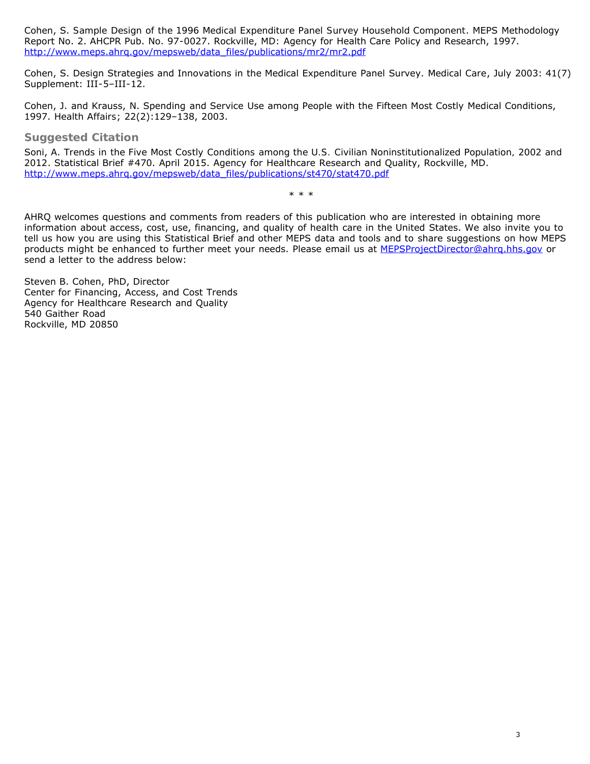Cohen, S. Sample Design of the 1996 Medical Expenditure Panel Survey Household Component. MEPS Methodology Report No. 2. AHCPR Pub. No. 97-0027. Rockville, MD: Agency for Health Care Policy and Research, 1997. http://www.meps.ahrq.gov/mepsweb/data_files/publications/mr2/mr2.pdf

Cohen, S. Design Strategies and Innovations in the Medical Expenditure Panel Survey. Medical Care, July 2003: 41(7) Supplement: III-5–III-12.

Cohen, J. and Krauss, N. Spending and Service Use among People with the Fifteen Most Costly Medical Conditions, 1997. Health Affairs; 22(2):129–138, 2003.

### Suggested Citation

Soni, A. Trends in the Five Most Costly Conditions among the U.S. Civilian Noninstitutionalized Population, 2002 and 2012. Statistical Brief #470. April 2015. Agency for Healthcare Research and Quality, Rockville, MD. http://www.meps.ahrq.gov/mepsweb/data_files/publications/st470/stat470.pdf

\* \* \*

AHRQ welcomes questions and comments from readers of this publication who are interested in obtaining more information about access, cost, use, financing, and quality of health care in the United States. We also invite you to tell us how you are using this Statistical Brief and other MEPS data and tools and to share suggestions on how MEPS products might be enhanced to further meet your needs. Please email us at MEPSProjectDirector@ahrq.hhs.gov or send a letter to the address below:

Steven B. Cohen, PhD, Director
Center for Financing, Access, and Cost Trends
Agency for Healthcare Research and Quality
540 Gaither Road
Rockville, MD 20850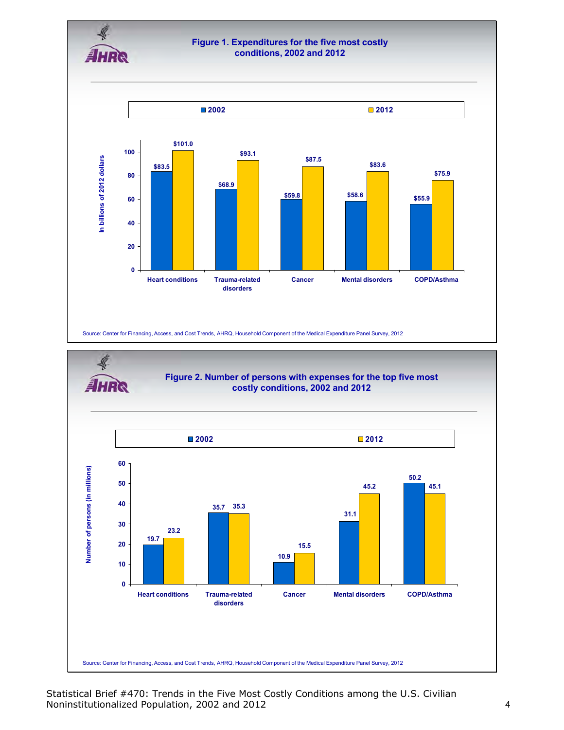## Figure 1. Expenditures for the five most costly conditions, 2002 and 2012

In billions of 2012 dollars

| Condition | 2002 | 2012 |
|---|---|---|
| Heart conditions | $83.5 | $101.0 |
| Trauma-related disorders | $68.9 | $93.1 |
| Cancer | $59.8 | $87.5 |
| Mental disorders | $58.6 | $83.6 |
| COPD/Asthma | $55.9 | $75.9 |

Source: Center for Financing, Access, and Cost Trends, AHRQ, Household Component of the Medical Expenditure Panel Survey, 2012

## Figure 2. Number of persons with expenses for the top five most costly conditions, 2002 and 2012

Number of persons (in millions)

| Condition | 2002 | 2012 |
|---|---|---|
| Heart conditions | 19.7 | 23.2 |
| Trauma-related disorders | 35.7 | 35.3 |
| Cancer | 10.9 | 15.5 |
| Mental disorders | 31.1 | 45.2 |
| COPD/Asthma | 50.2 | 45.1 |

Source: Center for Financing, Access, and Cost Trends, AHRQ, Household Component of the Medical Expenditure Panel Survey, 2012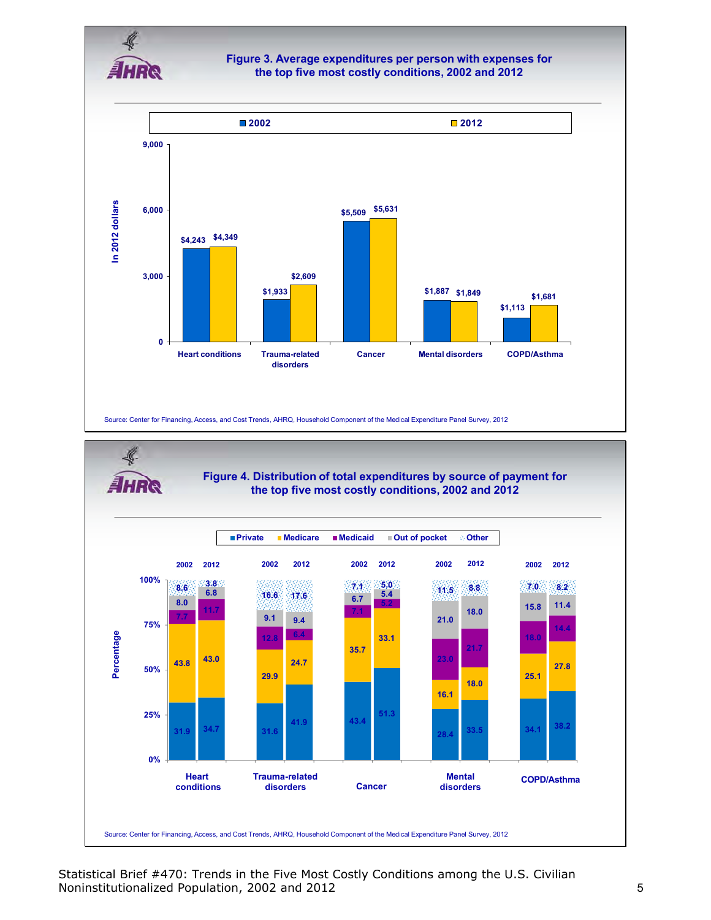### Figure 3. Average expenditures per person with expenses for the top five most costly conditions, 2002 and 2012

2002
2012

In 2012 dollars

9,000
6,000
3,000
0

$4,243 $4,349
$1,933 $2,609
$5,509 $5,631
$1,887 $1,849
$1,113 $1,681

Heart conditions
Trauma-related disorders
Cancer
Mental disorders
COPD/Asthma

Source: Center for Financing, Access, and Cost Trends, AHRQ, Household Component of the Medical Expenditure Panel Survey, 2012

### Figure 4. Distribution of total expenditures by source of payment for the top five most costly conditions, 2002 and 2012

Private
Medicare
Medicaid
Out of pocket
Other

Percentage

100%
75%
50%
25%
0%

Heart conditions
2002: 31.9, 43.8, 7.7, 8.0, 8.6
2012: 34.7, 43.0, 11.7, 6.8, 3.8

Trauma-related disorders
2002: 31.6, 29.9, 12.8, 9.1, 16.6
2012: 41.9, 24.7, 6.4, 9.4, 17.6

Cancer
2002: 43.4, 35.7, 7.1, 6.7, 7.1
2012: 51.3, 33.1, 5.2, 5.4, 5.0

Mental disorders
2002: 28.4, 16.1, 23.0, 21.0, 11.5
2012: 33.5, 18.0, 21.7, 18.0, 8.8

COPD/Asthma
2002: 34.1, 25.1, 18.0, 15.8, 7.0
2012: 38.2, 27.8, 14.4, 11.4, 8.2

Source: Center for Financing, Access, and Cost Trends, AHRQ, Household Component of the Medical Expenditure Panel Survey, 2012